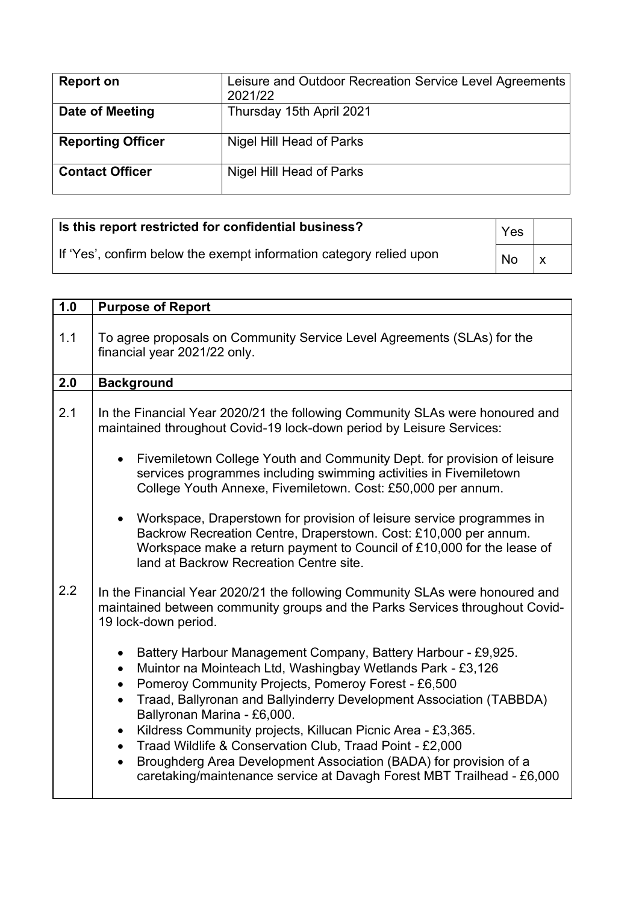| **Report on** | Leisure and Outdoor Recreation Service Level Agreements 2021/22 |
|---|---|
| **Date of Meeting** | Thursday 15th April 2021 |
| **Reporting Officer** | Nigel Hill Head of Parks |
| **Contact Officer** | Nigel Hill Head of Parks |

| **Is this report restricted for confidential business?** | Yes | |
|---|---|---|
| If 'Yes', confirm below the exempt information category relied upon | No | x |

| **1.0** | **Purpose of Report** |
|---|---|
| 1.1 | To agree proposals on Community Service Level Agreements (SLAs) for the financial year 2021/22 only. |
| **2.0** | **Background** |
| 2.1 | In the Financial Year 2020/21 the following Community SLAs were honoured and maintained throughout Covid-19 lock-down period by Leisure Services:<br><br>• Fivemiletown College Youth and Community Dept. for provision of leisure services programmes including swimming activities in Fivemiletown College Youth Annexe, Fivemiletown. Cost: £50,000 per annum.<br><br>• Workspace, Draperstown for provision of leisure service programmes in Backrow Recreation Centre, Draperstown. Cost: £10,000 per annum. Workspace make a return payment to Council of £10,000 for the lease of land at Backrow Recreation Centre site. |
| 2.2 | In the Financial Year 2020/21 the following Community SLAs were honoured and maintained between community groups and the Parks Services throughout Covid-19 lock-down period.<br><br>• Battery Harbour Management Company, Battery Harbour - £9,925.<br>• Muintor na Mointeach Ltd, Washingbay Wetlands Park - £3,126<br>• Pomeroy Community Projects, Pomeroy Forest - £6,500<br>• Traad, Ballyronan and Ballyinderry Development Association (TABBDA) Ballyronan Marina - £6,000.<br>• Kildress Community projects, Killucan Picnic Area - £3,365.<br>• Traad Wildlife & Conservation Club, Traad Point - £2,000<br>• Broughderg Area Development Association (BADA) for provision of a caretaking/maintenance service at Davagh Forest MBT Trailhead - £6,000 |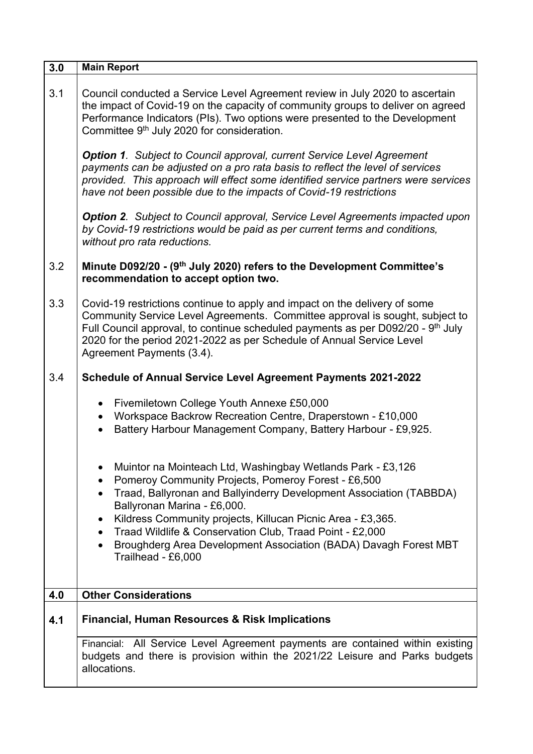| 3.0 | **Main Report** |
|---|---|
| 3.1 | Council conducted a Service Level Agreement review in July 2020 to ascertain the impact of Covid-19 on the capacity of community groups to deliver on agreed Performance Indicators (PIs). Two options were presented to the Development Committee 9th July 2020 for consideration.<br><br>***Option 1**. Subject to Council approval, current Service Level Agreement payments can be adjusted on a pro rata basis to reflect the level of services provided. This approach will effect some identified service partners were services have not been possible due to the impacts of Covid-19 restrictions*<br><br>***Option 2**. Subject to Council approval, Service Level Agreements impacted upon by Covid-19 restrictions would be paid as per current terms and conditions, without pro rata reductions.* |
| 3.2 | **Minute D092/20 - (9th July 2020) refers to the Development Committee's recommendation to accept option two.** |
| 3.3 | Covid-19 restrictions continue to apply and impact on the delivery of some Community Service Level Agreements. Committee approval is sought, subject to Full Council approval, to continue scheduled payments as per D092/20 - 9th July 2020 for the period 2021-2022 as per Schedule of Annual Service Level Agreement Payments (3.4). |
| 3.4 | **Schedule of Annual Service Level Agreement Payments 2021-2022**<br><br>• Fivemiletown College Youth Annexe £50,000<br>• Workspace Backrow Recreation Centre, Draperstown - £10,000<br>• Battery Harbour Management Company, Battery Harbour - £9,925.<br><br>• Muintor na Mointeach Ltd, Washingbay Wetlands Park - £3,126<br>• Pomeroy Community Projects, Pomeroy Forest - £6,500<br>• Traad, Ballyronan and Ballyinderry Development Association (TABBDA) Ballyronan Marina - £6,000.<br>• Kildress Community projects, Killucan Picnic Area - £3,365.<br>• Traad Wildlife & Conservation Club, Traad Point - £2,000<br>• Broughderg Area Development Association (BADA) Davagh Forest MBT Trailhead - £6,000 |
| **4.0** | **Other Considerations** |
| **4.1** | **Financial, Human Resources & Risk Implications** |
| | Financial: All Service Level Agreement payments are contained within existing budgets and there is provision within the 2021/22 Leisure and Parks budgets allocations. |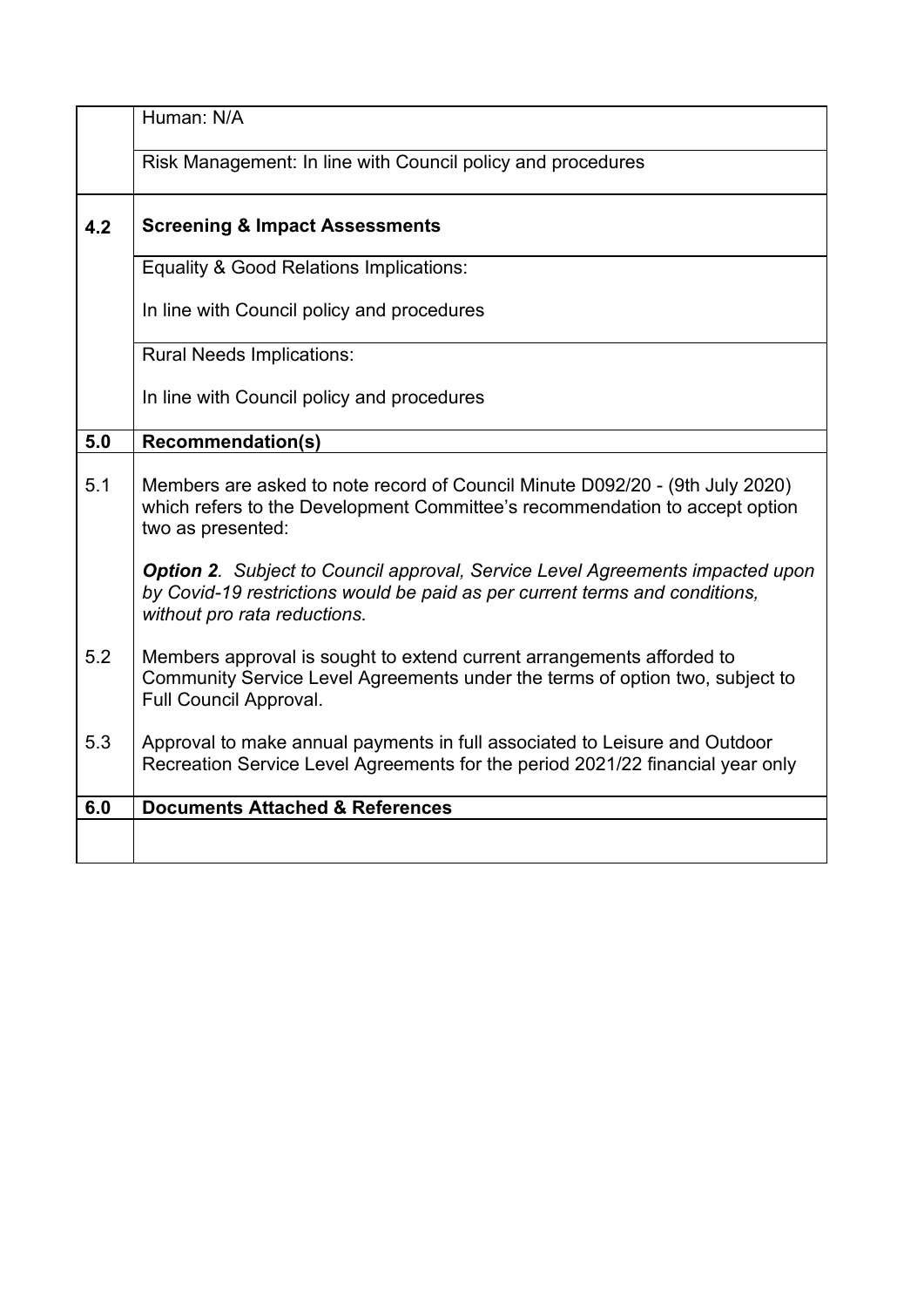| | |
|---|---|
| | Human: N/A |
| | Risk Management: In line with Council policy and procedures |
| **4.2** | **Screening & Impact Assessments** |
| | Equality & Good Relations Implications:<br><br>In line with Council policy and procedures |
| | Rural Needs Implications:<br><br>In line with Council policy and procedures |
| **5.0** | **Recommendation(s)** |
| 5.1 | Members are asked to note record of Council Minute D092/20 - (9th July 2020) which refers to the Development Committee's recommendation to accept option two as presented:<br><br>***Option 2**. Subject to Council approval, Service Level Agreements impacted upon by Covid-19 restrictions would be paid as per current terms and conditions, without pro rata reductions.* |
| 5.2 | Members approval is sought to extend current arrangements afforded to Community Service Level Agreements under the terms of option two, subject to Full Council Approval. |
| 5.3 | Approval to make annual payments in full associated to Leisure and Outdoor Recreation Service Level Agreements for the period 2021/22 financial year only |
| **6.0** | **Documents Attached & References** |
| | |